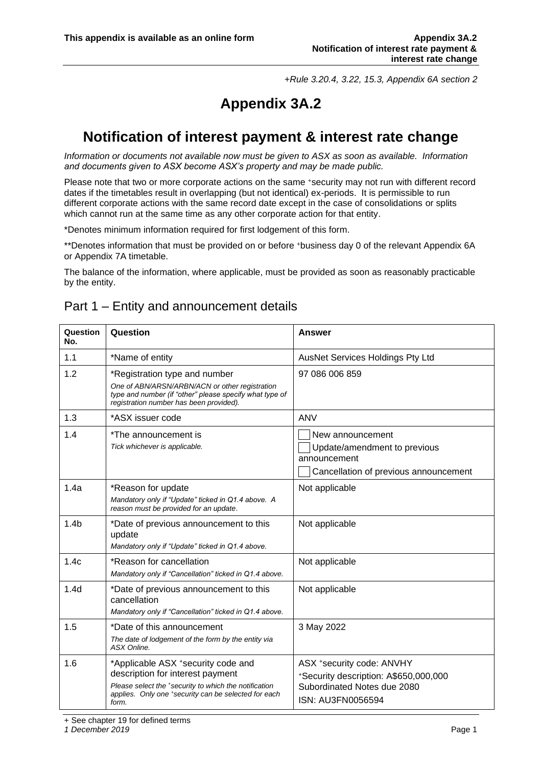*+Rule 3.20.4, 3.22, 15.3, Appendix 6A section 2*

# Appendix 3A.2

## Notification of interest payment & interest rate change

*Information or documents not available now must be given to ASX as soon as available. Information and documents given to ASX become ASX's property and may be made public.*

Please note that two or more corporate actions on the same +security may not run with different record dates if the timetables result in overlapping (but not identical) ex-periods. It is permissible to run different corporate actions with the same record date except in the case of consolidations or splits which cannot run at the same time as any other corporate action for that entity.

*Denotes minimum information required for first lodgement of this form.

**Denotes information that must be provided on or before +business day 0 of the relevant Appendix 6A or Appendix 7A timetable.

The balance of the information, where applicable, must be provided as soon as reasonably practicable by the entity.

## Part 1 – Entity and announcement details

| Question No. | Question | Answer |
|---|---|---|
| 1.1 | *Name of entity | AusNet Services Holdings Pty Ltd |
| 1.2 | *Registration type and number<br>*One of ABN/ARSN/ARBN/ACN or other registration type and number (if "other" please specify what type of registration number has been provided).* | 97 086 006 859 |
| 1.3 | *ASX issuer code | ANV |
| 1.4 | *The announcement is<br>*Tick whichever is applicable.* | ☐ New announcement<br>☐ Update/amendment to previous announcement<br>☐ Cancellation of previous announcement |
| 1.4a | *Reason for update<br>*Mandatory only if "Update" ticked in Q1.4 above. A reason must be provided for an update.* | Not applicable |
| 1.4b | *Date of previous announcement to this update<br>*Mandatory only if "Update" ticked in Q1.4 above.* | Not applicable |
| 1.4c | *Reason for cancellation<br>*Mandatory only if "Cancellation" ticked in Q1.4 above.* | Not applicable |
| 1.4d | *Date of previous announcement to this cancellation<br>*Mandatory only if "Cancellation" ticked in Q1.4 above.* | Not applicable |
| 1.5 | *Date of this announcement<br>*The date of lodgement of the form by the entity via ASX Online.* | 3 May 2022 |
| 1.6 | *Applicable ASX +security code and description for interest payment<br>*Please select the +security to which the notification applies. Only one +security can be selected for each form.* | ASX +security code: ANVHY<br>+Security description: A$650,000,000 Subordinated Notes due 2080<br>ISN: AU3FN0056594 |

+ See chapter 19 for defined terms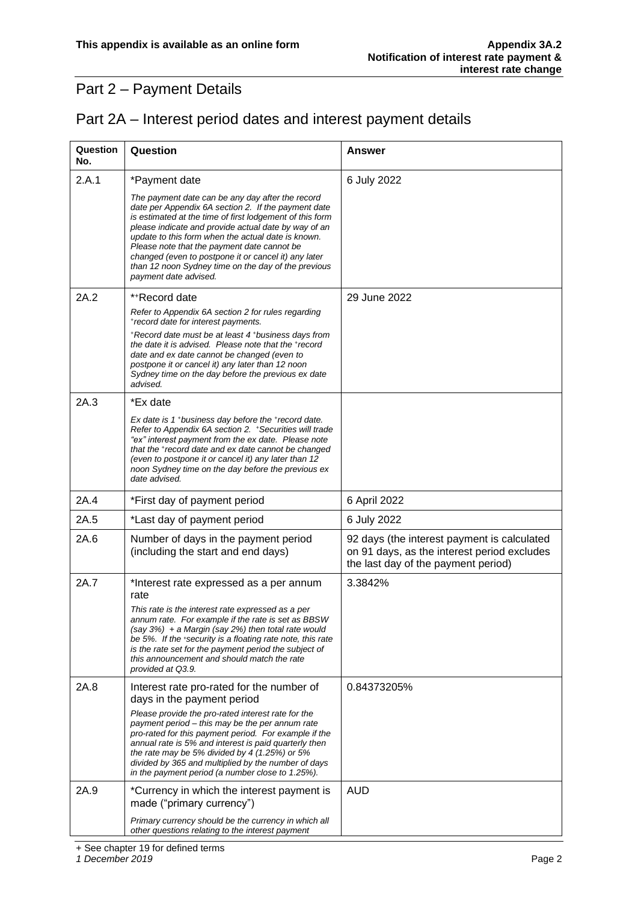# Part 2 – Payment Details

## Part 2A – Interest period dates and interest payment details

| Question No. | Question | Answer |
|---|---|---|
| 2.A.1 | *Payment date<br>*The payment date can be any day after the record date per Appendix 6A section 2. If the payment date is estimated at the time of first lodgement of this form please indicate and provide actual date by way of an update to this form when the actual date is known. Please note that the payment date cannot be changed (even to postpone it or cancel it) any later than 12 noon Sydney time on the day of the previous payment date advised.* | 6 July 2022 |
| 2A.2 | *+Record date<br>*Refer to Appendix 6A section 2 for rules regarding +record date for interest payments.*<br>*+Record date must be at least 4 +business days from the date it is advised. Please note that the +record date and ex date cannot be changed (even to postpone it or cancel it) any later than 12 noon Sydney time on the day before the previous ex date advised.* | 29 June 2022 |
| 2A.3 | *Ex date<br>*Ex date is 1 +business day before the +record date. Refer to Appendix 6A section 2. +Securities will trade "ex" interest payment from the ex date. Please note that the +record date and ex date cannot be changed (even to postpone it or cancel it) any later than 12 noon Sydney time on the day before the previous ex date advised.* | |
| 2A.4 | *First day of payment period | 6 April 2022 |
| 2A.5 | *Last day of payment period | 6 July 2022 |
| 2A.6 | Number of days in the payment period (including the start and end days) | 92 days (the interest payment is calculated on 91 days, as the interest period excludes the last day of the payment period) |
| 2A.7 | *Interest rate expressed as a per annum rate<br>*This rate is the interest rate expressed as a per annum rate. For example if the rate is set as BBSW (say 3%) + a Margin (say 2%) then total rate would be 5%. If the +security is a floating rate note, this rate is the rate set for the payment period the subject of this announcement and should match the rate provided at Q3.9.* | 3.3842% |
| 2A.8 | Interest rate pro-rated for the number of days in the payment period<br>*Please provide the pro-rated interest rate for the payment period – this may be the per annum rate pro-rated for this payment period. For example if the annual rate is 5% and interest is paid quarterly then the rate may be 5% divided by 4 (1.25%) or 5% divided by 365 and multiplied by the number of days in the payment period (a number close to 1.25%).* | 0.84373205% |
| 2A.9 | *Currency in which the interest payment is made ("primary currency")<br>*Primary currency should be the currency in which all other questions relating to the interest payment* | AUD |

+ See chapter 19 for defined terms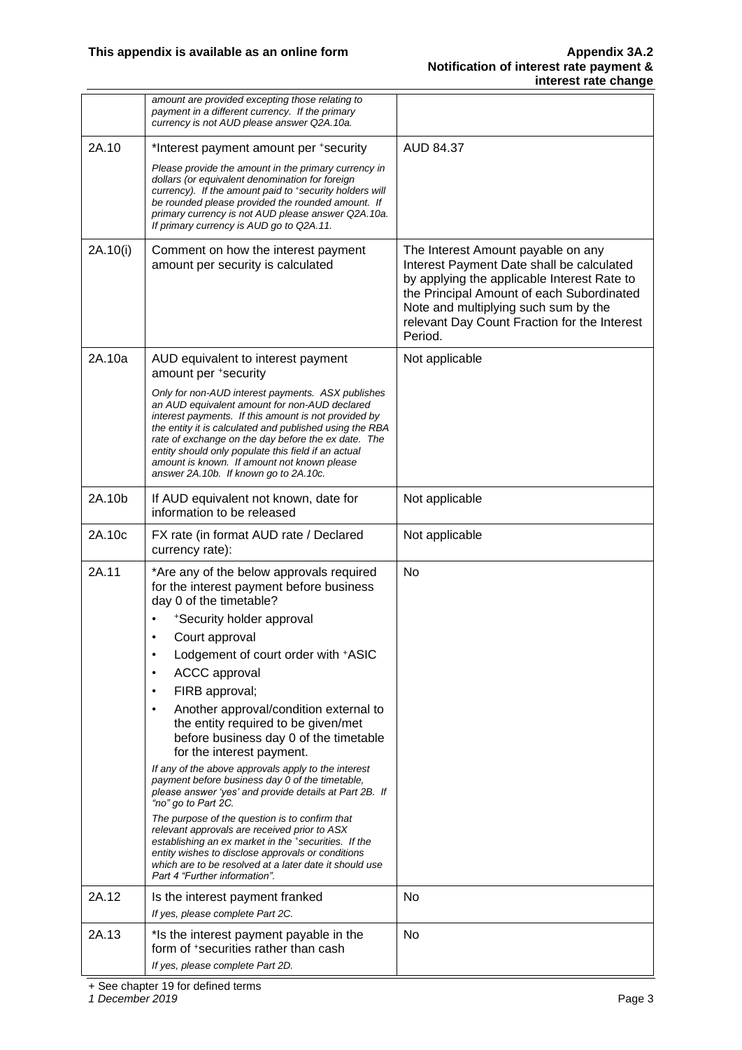| | | |
|---|---|---|
| | *amount are provided excepting those relating to payment in a different currency. If the primary currency is not AUD please answer Q2A.10a.* | |
| 2A.10 | *Interest payment amount per +security<br><br>*Please provide the amount in the primary currency in dollars (or equivalent denomination for foreign currency). If the amount paid to +security holders will be rounded please provided the rounded amount. If primary currency is not AUD please answer Q2A.10a. If primary currency is AUD go to Q2A.11.* | AUD 84.37 |
| 2A.10(i) | Comment on how the interest payment amount per security is calculated | The Interest Amount payable on any Interest Payment Date shall be calculated by applying the applicable Interest Rate to the Principal Amount of each Subordinated Note and multiplying such sum by the relevant Day Count Fraction for the Interest Period. |
| 2A.10a | AUD equivalent to interest payment amount per +security<br><br>*Only for non-AUD interest payments. ASX publishes an AUD equivalent amount for non-AUD declared interest payments. If this amount is not provided by the entity it is calculated and published using the RBA rate of exchange on the day before the ex date. The entity should only populate this field if an actual amount is known. If amount not known please answer 2A.10b. If known go to 2A.10c.* | Not applicable |
| 2A.10b | If AUD equivalent not known, date for information to be released | Not applicable |
| 2A.10c | FX rate (in format AUD rate / Declared currency rate): | Not applicable |
| 2A.11 | *Are any of the below approvals required for the interest payment before business day 0 of the timetable?<br>• +Security holder approval<br>• Court approval<br>• Lodgement of court order with +ASIC<br>• ACCC approval<br>• FIRB approval;<br>• Another approval/condition external to the entity required to be given/met before business day 0 of the timetable for the interest payment.<br><br>*If any of the above approvals apply to the interest payment before business day 0 of the timetable, please answer 'yes' and provide details at Part 2B. If "no" go to Part 2C.<br><br>The purpose of the question is to confirm that relevant approvals are received prior to ASX establishing an ex market in the +securities. If the entity wishes to disclose approvals or conditions which are to be resolved at a later date it should use Part 4 "Further information".* | No |
| 2A.12 | Is the interest payment franked<br>*If yes, please complete Part 2C.* | No |
| 2A.13 | *Is the interest payment payable in the form of +securities rather than cash<br>*If yes, please complete Part 2D.* | No |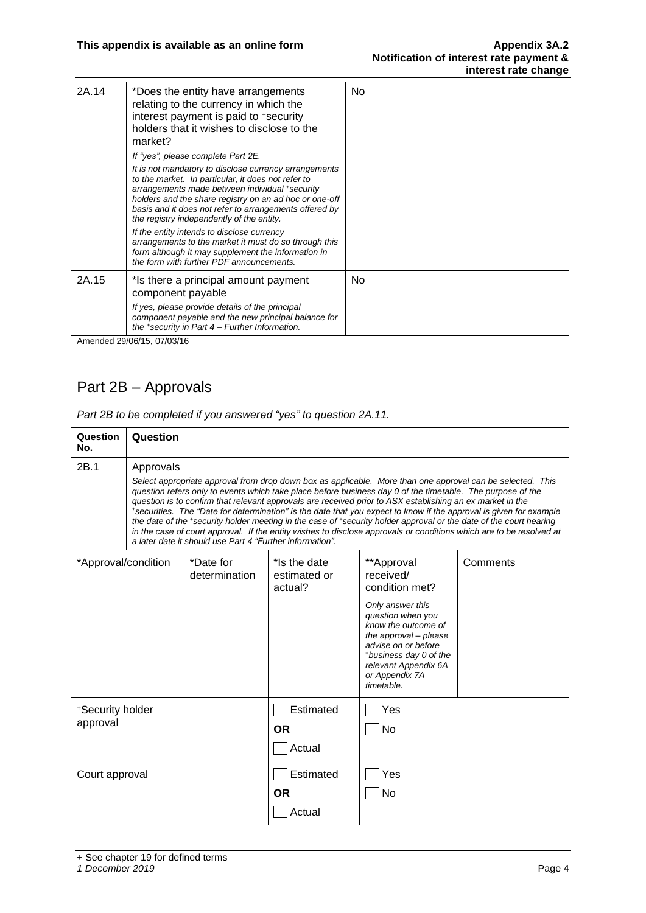| | | |
|---|---|---|
| 2A.14 | *Does the entity have arrangements relating to the currency in which the interest payment is paid to +security holders that it wishes to disclose to the market?<br>*If "yes", please complete Part 2E.*<br>*It is not mandatory to disclose currency arrangements to the market. In particular, it does not refer to arrangements made between individual +security holders and the share registry on an ad hoc or one-off basis and it does not refer to arrangements offered by the registry independently of the entity.*<br>*If the entity intends to disclose currency arrangements to the market it must do so through this form although it may supplement the information in the form with further PDF announcements.* | No |
| 2A.15 | *Is there a principal amount payment component payable<br>*If yes, please provide details of the principal component payable and the new principal balance for the +security in Part 4 – Further Information.* | No |

Amended 29/06/15, 07/03/16

## Part 2B – Approvals

*Part 2B to be completed if you answered "yes" to question 2A.11.*

| Question No. | Question | | | |
|---|---|---|---|---|
| 2B.1 | Approvals<br>*Select appropriate approval from drop down box as applicable. More than one approval can be selected. This question refers only to events which take place before business day 0 of the timetable. The purpose of the question is to confirm that relevant approvals are received prior to ASX establishing an ex market in the +securities. The "Date for determination" is the date that you expect to know if the approval is given for example the date of the +security holder meeting in the case of +security holder approval or the date of the court hearing in the case of court approval. If the entity wishes to disclose approvals or conditions which are to be resolved at a later date it should use Part 4 "Further information".* | | | |

| *Approval/condition | *Date for determination | *Is the date estimated or actual? | **Approval received/ condition met?<br>*Only answer this question when you know the outcome of the approval – please advise on or before +business day 0 of the relevant Appendix 6A or Appendix 7A timetable.* | Comments |
|---|---|---|---|---|
| +Security holder approval | | ☐ Estimated<br>**OR**<br>☐ Actual | ☐ Yes<br>☐ No | |
| Court approval | | ☐ Estimated<br>**OR**<br>☐ Actual | ☐ Yes<br>☐ No | |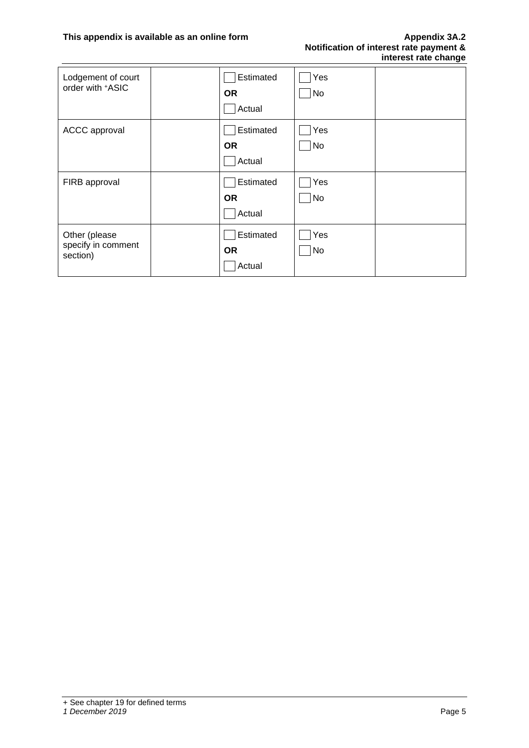| | | | | |
|---|---|---|---|---|
| Lodgement of court order with +ASIC | | ☐ Estimated<br>**OR**<br>☐ Actual | ☐ Yes<br>☐ No | |
| ACCC approval | | ☐ Estimated<br>**OR**<br>☐ Actual | ☐ Yes<br>☐ No | |
| FIRB approval | | ☐ Estimated<br>**OR**<br>☐ Actual | ☐ Yes<br>☐ No | |
| Other (please specify in comment section) | | ☐ Estimated<br>**OR**<br>☐ Actual | ☐ Yes<br>☐ No | |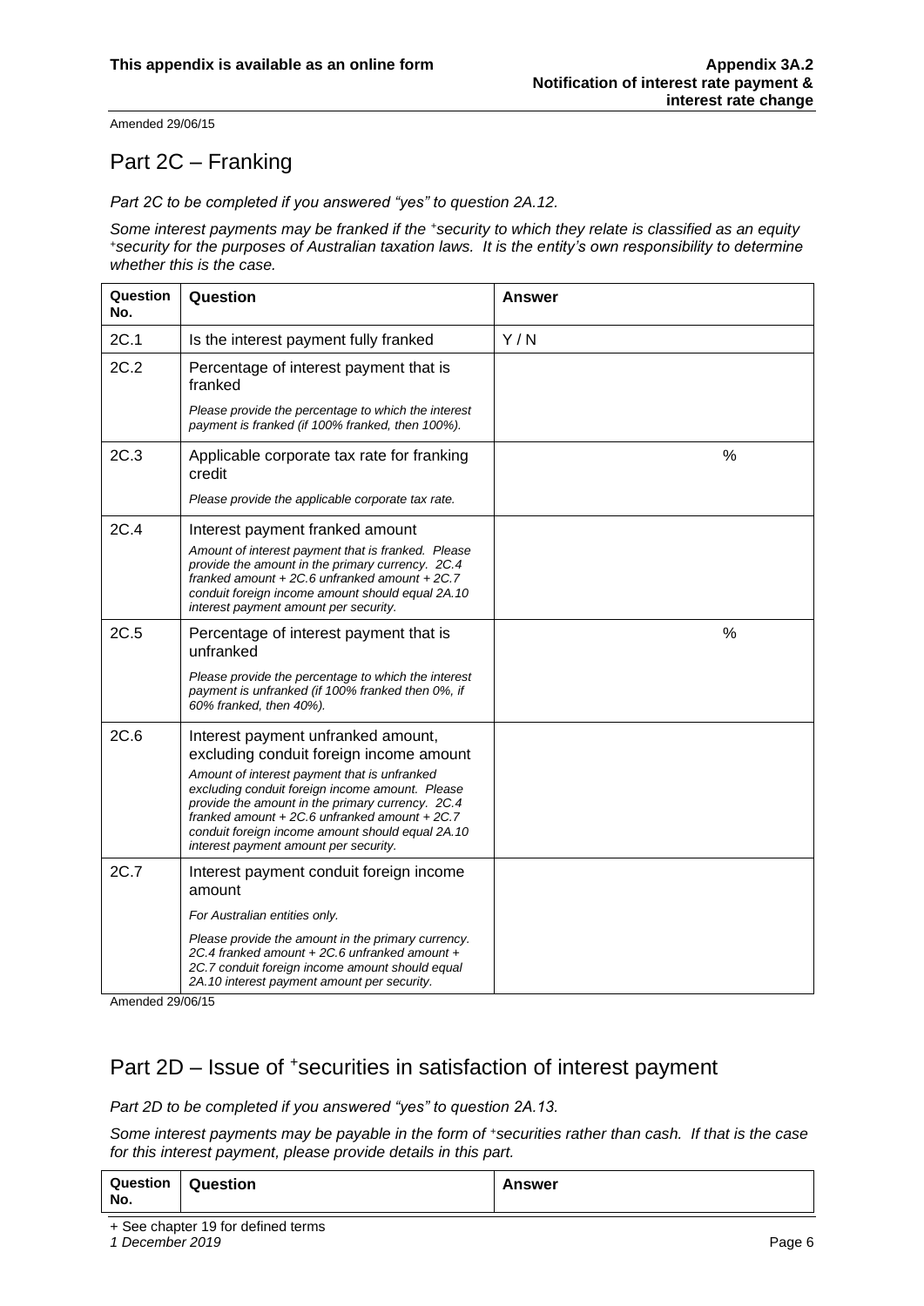Amended 29/06/15

## Part 2C – Franking

*Part 2C to be completed if you answered "yes" to question 2A.12.*

*Some interest payments may be franked if the +security to which they relate is classified as an equity +security for the purposes of Australian taxation laws. It is the entity's own responsibility to determine whether this is the case.*

| Question No. | Question | Answer |
|---|---|---|
| 2C.1 | Is the interest payment fully franked | Y / N |
| 2C.2 | Percentage of interest payment that is franked<br><br>*Please provide the percentage to which the interest payment is franked (if 100% franked, then 100%).* | |
| 2C.3 | Applicable corporate tax rate for franking credit<br><br>*Please provide the applicable corporate tax rate.* | % |
| 2C.4 | Interest payment franked amount<br><br>*Amount of interest payment that is franked. Please provide the amount in the primary currency. 2C.4 franked amount + 2C.6 unfranked amount + 2C.7 conduit foreign income amount should equal 2A.10 interest payment amount per security.* | |
| 2C.5 | Percentage of interest payment that is unfranked<br><br>*Please provide the percentage to which the interest payment is unfranked (if 100% franked then 0%, if 60% franked, then 40%).* | % |
| 2C.6 | Interest payment unfranked amount, excluding conduit foreign income amount<br><br>*Amount of interest payment that is unfranked excluding conduit foreign income amount. Please provide the amount in the primary currency. 2C.4 franked amount + 2C.6 unfranked amount + 2C.7 conduit foreign income amount should equal 2A.10 interest payment amount per security.* | |
| 2C.7 | Interest payment conduit foreign income amount<br><br>*For Australian entities only.*<br><br>*Please provide the amount in the primary currency. 2C.4 franked amount + 2C.6 unfranked amount + 2C.7 conduit foreign income amount should equal 2A.10 interest payment amount per security.* | |

Amended 29/06/15

## Part 2D – Issue of +securities in satisfaction of interest payment

*Part 2D to be completed if you answered "yes" to question 2A.13.*

*Some interest payments may be payable in the form of +securities rather than cash. If that is the case for this interest payment, please provide details in this part.*

| Question No. | Question | Answer |
|---|---|---|

+ See chapter 19 for defined terms

*1 December 2019*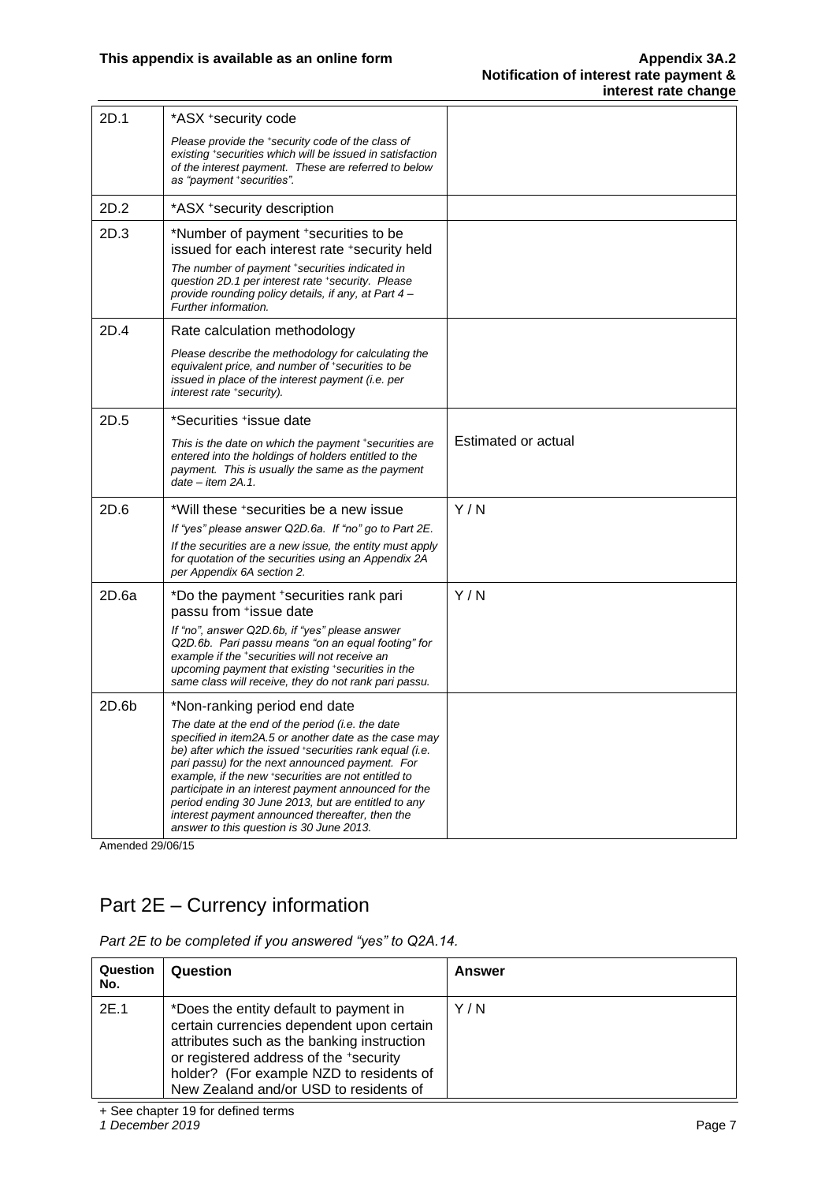| | | |
|---|---|---|
| 2D.1 | *ASX +security code<br>*Please provide the +security code of the class of existing +securities which will be issued in satisfaction of the interest payment. These are referred to below as "payment +securities".* | |
| 2D.2 | *ASX +security description | |
| 2D.3 | *Number of payment +securities to be issued for each interest rate +security held<br>*The number of payment +securities indicated in question 2D.1 per interest rate +security. Please provide rounding policy details, if any, at Part 4 – Further information.* | |
| 2D.4 | Rate calculation methodology<br>*Please describe the methodology for calculating the equivalent price, and number of +securities to be issued in place of the interest payment (i.e. per interest rate +security).* | |
| 2D.5 | *Securities +issue date<br>*This is the date on which the payment +securities are entered into the holdings of holders entitled to the payment. This is usually the same as the payment date – item 2A.1.* | Estimated or actual |
| 2D.6 | *Will these +securities be a new issue<br>*If "yes" please answer Q2D.6a. If "no" go to Part 2E.*<br>*If the securities are a new issue, the entity must apply for quotation of the securities using an Appendix 2A per Appendix 6A section 2.* | Y / N |
| 2D.6a | *Do the payment +securities rank pari passu from +issue date<br>*If "no", answer Q2D.6b, if "yes" please answer Q2D.6b. Pari passu means "on an equal footing" for example if the +securities will not receive an upcoming payment that existing +securities in the same class will receive, they do not rank pari passu.* | Y / N |
| 2D.6b | *Non-ranking period end date<br>*The date at the end of the period (i.e. the date specified in item2A.5 or another date as the case may be) after which the issued +securities rank equal (i.e. pari passu) for the next announced payment. For example, if the new +securities are not entitled to participate in an interest payment announced for the period ending 30 June 2013, but are entitled to any interest payment announced thereafter, then the answer to this question is 30 June 2013.* | |

Amended 29/06/15

## Part 2E – Currency information

*Part 2E to be completed if you answered "yes" to Q2A.14.*

| Question No. | Question | Answer |
|---|---|---|
| 2E.1 | *Does the entity default to payment in certain currencies dependent upon certain attributes such as the banking instruction or registered address of the +security holder? (For example NZD to residents of New Zealand and/or USD to residents of | Y / N |

+ See chapter 19 for defined terms

*1 December 2019*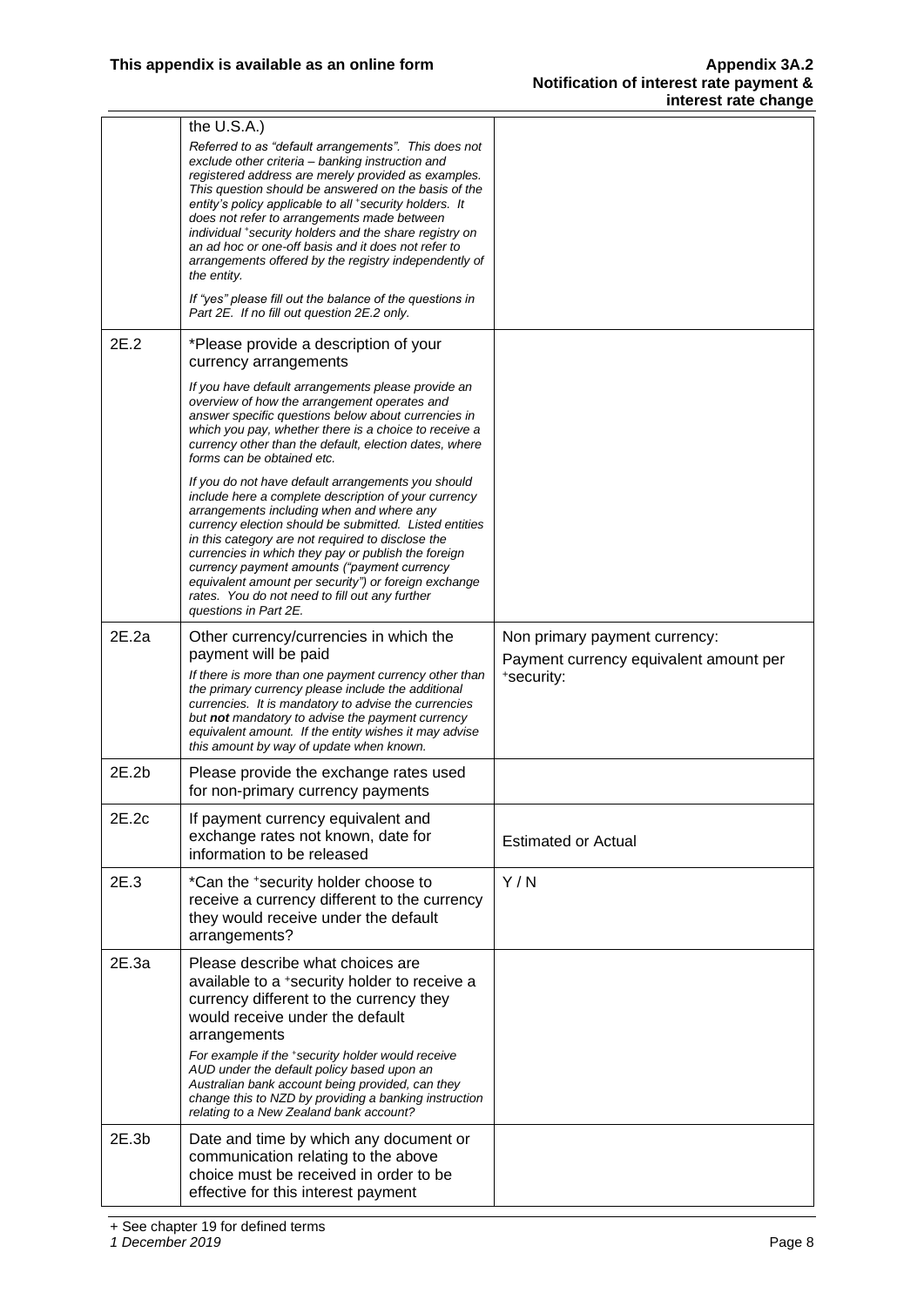| | | |
|---|---|---|
| | the U.S.A.)<br>*Referred to as "default arrangements". This does not exclude other criteria – banking instruction and registered address are merely provided as examples. This question should be answered on the basis of the entity's policy applicable to all +security holders. It does not refer to arrangements made between individual +security holders and the share registry on an ad hoc or one-off basis and it does not refer to arrangements offered by the registry independently of the entity.*<br>*If "yes" please fill out the balance of the questions in Part 2E. If no fill out question 2E.2 only.* | |
| 2E.2 | *Please provide a description of your currency arrangements<br>*If you have default arrangements please provide an overview of how the arrangement operates and answer specific questions below about currencies in which you pay, whether there is a choice to receive a currency other than the default, election dates, where forms can be obtained etc.*<br>*If you do not have default arrangements you should include here a complete description of your currency arrangements including when and where any currency election should be submitted. Listed entities in this category are not required to disclose the currencies in which they pay or publish the foreign currency payment amounts ("payment currency equivalent amount per security") or foreign exchange rates. You do not need to fill out any further questions in Part 2E.* | |
| 2E.2a | Other currency/currencies in which the payment will be paid<br>*If there is more than one payment currency other than the primary currency please include the additional currencies. It is mandatory to advise the currencies but **not** mandatory to advise the payment currency equivalent amount. If the entity wishes it may advise this amount by way of update when known.* | Non primary payment currency:<br>Payment currency equivalent amount per +security: |
| 2E.2b | Please provide the exchange rates used for non-primary currency payments | |
| 2E.2c | If payment currency equivalent and exchange rates not known, date for information to be released | Estimated or Actual |
| 2E.3 | *Can the +security holder choose to receive a currency different to the currency they would receive under the default arrangements? | Y / N |
| 2E.3a | Please describe what choices are available to a +security holder to receive a currency different to the currency they would receive under the default arrangements<br>*For example if the +security holder would receive AUD under the default policy based upon an Australian bank account being provided, can they change this to NZD by providing a banking instruction relating to a New Zealand bank account?* | |
| 2E.3b | Date and time by which any document or communication relating to the above choice must be received in order to be effective for this interest payment | |

+ See chapter 19 for defined terms

*1 December 2019*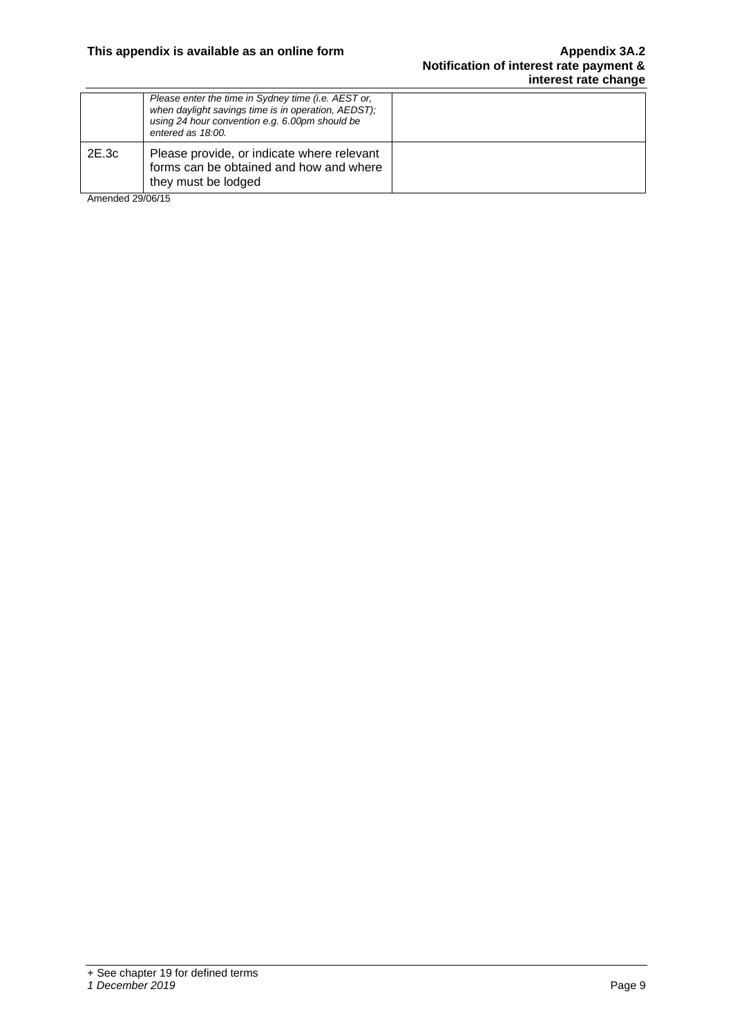|  |  |  |
|---|---|---|
|  | *Please enter the time in Sydney time (i.e. AEST or, when daylight savings time is in operation, AEDST); using 24 hour convention e.g. 6.00pm should be entered as 18:00.* |  |
| 2E.3c | Please provide, or indicate where relevant forms can be obtained and how and where they must be lodged |  |

Amended 29/06/15

+ See chapter 19 for defined terms

*1 December 2019*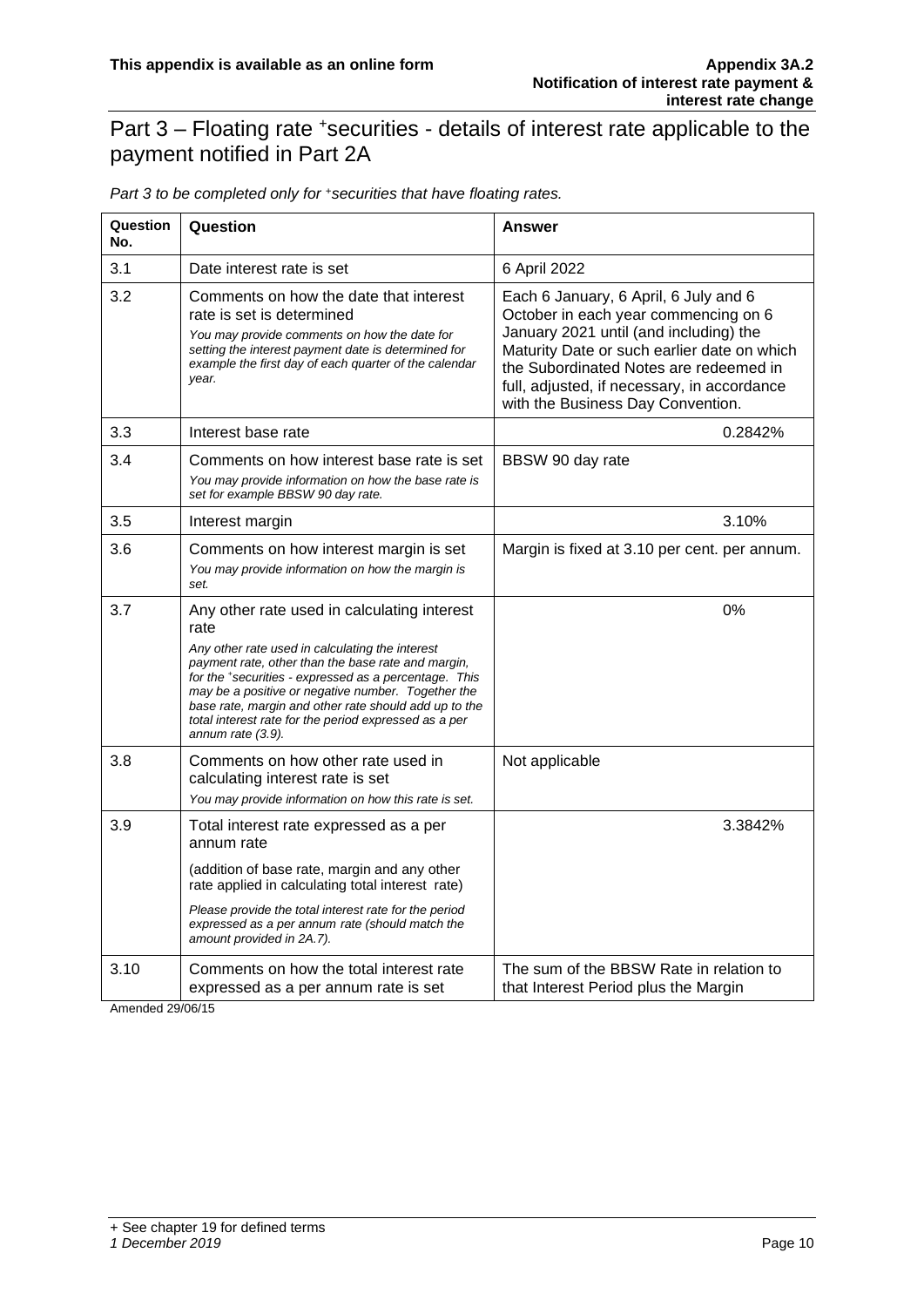## Part 3 – Floating rate +securities - details of interest rate applicable to the payment notified in Part 2A

*Part 3 to be completed only for +securities that have floating rates.*

| Question No. | Question | Answer |
|---|---|---|
| 3.1 | Date interest rate is set | 6 April 2022 |
| 3.2 | Comments on how the date that interest rate is set is determined<br>*You may provide comments on how the date for setting the interest payment date is determined for example the first day of each quarter of the calendar year.* | Each 6 January, 6 April, 6 July and 6 October in each year commencing on 6 January 2021 until (and including) the Maturity Date or such earlier date on which the Subordinated Notes are redeemed in full, adjusted, if necessary, in accordance with the Business Day Convention. |
| 3.3 | Interest base rate | 0.2842% |
| 3.4 | Comments on how interest base rate is set<br>*You may provide information on how the base rate is set for example BBSW 90 day rate.* | BBSW 90 day rate |
| 3.5 | Interest margin | 3.10% |
| 3.6 | Comments on how interest margin is set<br>*You may provide information on how the margin is set.* | Margin is fixed at 3.10 per cent. per annum. |
| 3.7 | Any other rate used in calculating interest rate<br>*Any other rate used in calculating the interest payment rate, other than the base rate and margin, for the +securities - expressed as a percentage. This may be a positive or negative number. Together the base rate, margin and other rate should add up to the total interest rate for the period expressed as a per annum rate (3.9).* | 0% |
| 3.8 | Comments on how other rate used in calculating interest rate is set<br>*You may provide information on how this rate is set.* | Not applicable |
| 3.9 | Total interest rate expressed as a per annum rate<br>(addition of base rate, margin and any other rate applied in calculating total interest rate)<br>*Please provide the total interest rate for the period expressed as a per annum rate (should match the amount provided in 2A.7).* | 3.3842% |
| 3.10 | Comments on how the total interest rate expressed as a per annum rate is set | The sum of the BBSW Rate in relation to that Interest Period plus the Margin |

Amended 29/06/15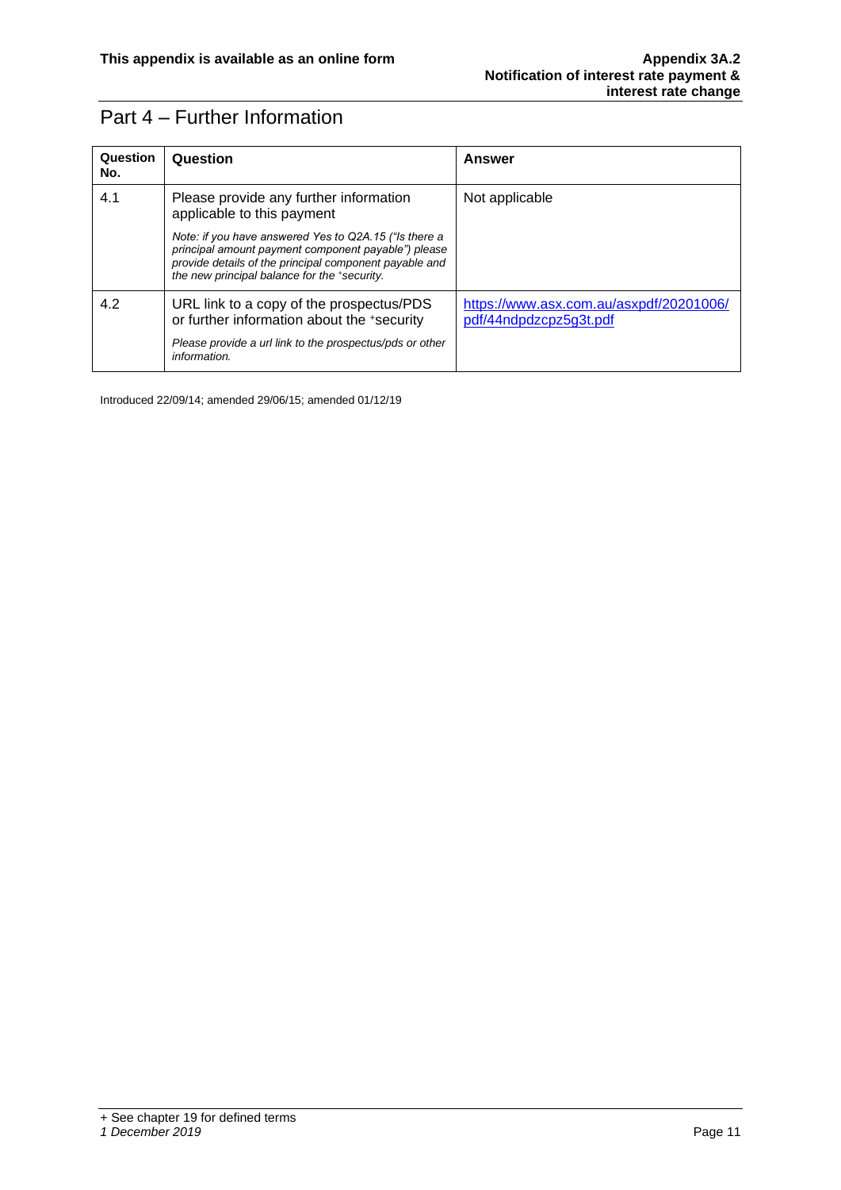## Part 4 – Further Information

| Question No. | Question | Answer |
|---|---|---|
| 4.1 | Please provide any further information applicable to this payment<br><br>*Note: if you have answered Yes to Q2A.15 ("Is there a principal amount payment component payable") please provide details of the principal component payable and the new principal balance for the +security.* | Not applicable |
| 4.2 | URL link to a copy of the prospectus/PDS or further information about the +security<br><br>*Please provide a url link to the prospectus/pds or other information.* | https://www.asx.com.au/asxpdf/20201006/pdf/44ndpdzcpz5g3t.pdf |

Introduced 22/09/14; amended 29/06/15; amended 01/12/19

+ See chapter 19 for defined terms
*1 December 2019*